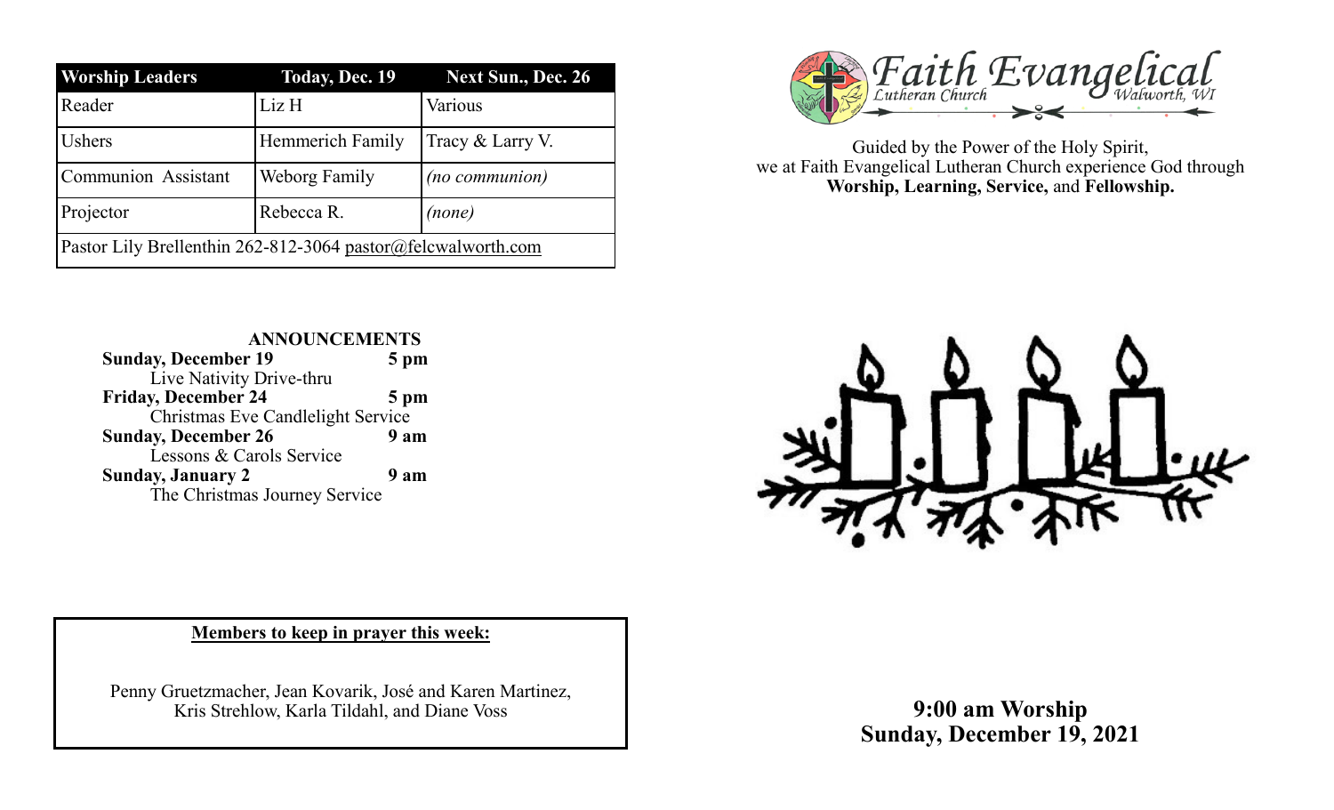| Worship Leaders | Today, Dec. 19 | Next Sun., Dec. 26 |
|---|---|---|
| Reader | Liz H | Various |
| Ushers | Hemmerich Family | Tracy & Larry V. |
| Communion Assistant | Weborg Family | *(no communion)* |
| Projector | Rebecca R. | *(none)* |
| Pastor Lily Brellenthin 262-812-3064 pastor@felcwalworth.com | | |

## ANNOUNCEMENTS

**Sunday, December 19** **5 pm**
Live Nativity Drive-thru

**Friday, December 24** **5 pm**
Christmas Eve Candlelight Service

**Sunday, December 26** **9 am**
Lessons & Carols Service

**Sunday, January 2** **9 am**
The Christmas Journey Service

**Members to keep in prayer this week:**

Penny Gruetzmacher, Jean Kovarik, José and Karen Martinez, Kris Strehlow, Karla Tildahl, and Diane Voss

# Faith Evangelical
Lutheran Church
Walworth, WI

Guided by the Power of the Holy Spirit, we at Faith Evangelical Lutheran Church experience God through **Worship, Learning, Service,** and **Fellowship.**

**9:00 am Worship**
**Sunday, December 19, 2021**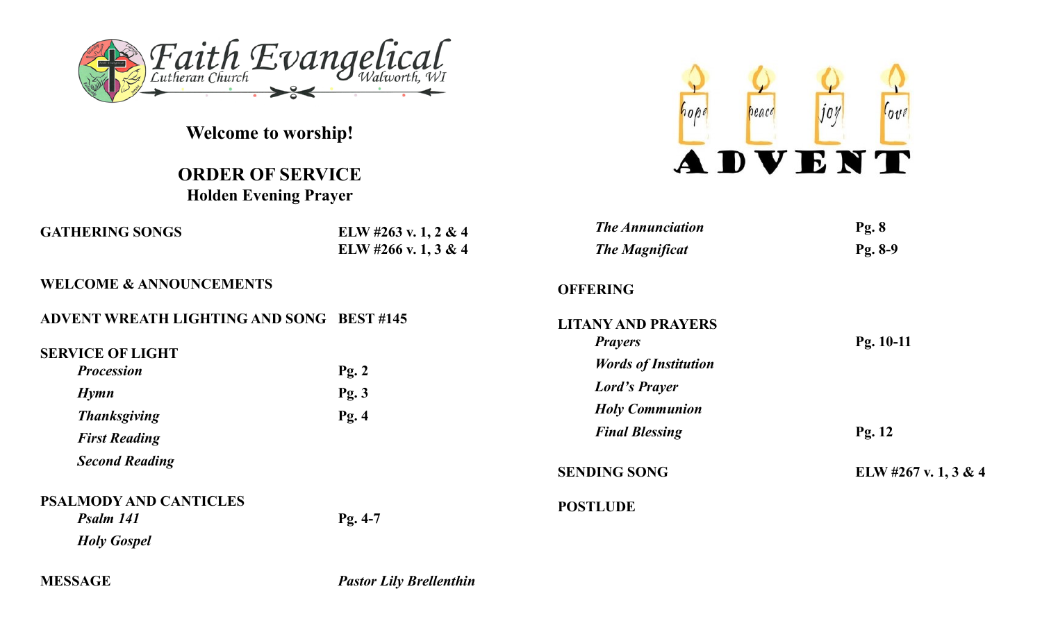Faith Evangelical Lutheran Church Walworth, WI

## Welcome to worship!

## ORDER OF SERVICE
### Holden Evening Prayer

| | |
|---|---|
| **GATHERING SONGS** | **ELW #263 v. 1, 2 & 4** |
| | **ELW #266 v. 1, 3 & 4** |
| **WELCOME & ANNOUNCEMENTS** | |
| **ADVENT WREATH LIGHTING AND SONG** | **BEST #145** |
| **SERVICE OF LIGHT** | |
| ***Procession*** | **Pg. 2** |
| ***Hymn*** | **Pg. 3** |
| ***Thanksgiving*** | **Pg. 4** |
| ***First Reading*** | |
| ***Second Reading*** | |
| **PSALMODY AND CANTICLES** | |
| ***Psalm 141*** | **Pg. 4-7** |
| ***Holy Gospel*** | |
| **MESSAGE** | ***Pastor Lily Brellenthin*** |

hope peace joy love

ADVENT

| | |
|---|---|
| ***The Annunciation*** | **Pg. 8** |
| ***The Magnificat*** | **Pg. 8-9** |
| **OFFERING** | |
| **LITANY AND PRAYERS** | |
| ***Prayers*** | **Pg. 10-11** |
| ***Words of Institution*** | |
| ***Lord's Prayer*** | |
| ***Holy Communion*** | |
| ***Final Blessing*** | **Pg. 12** |
| **SENDING SONG** | **ELW #267 v. 1, 3 & 4** |
| **POSTLUDE** | |